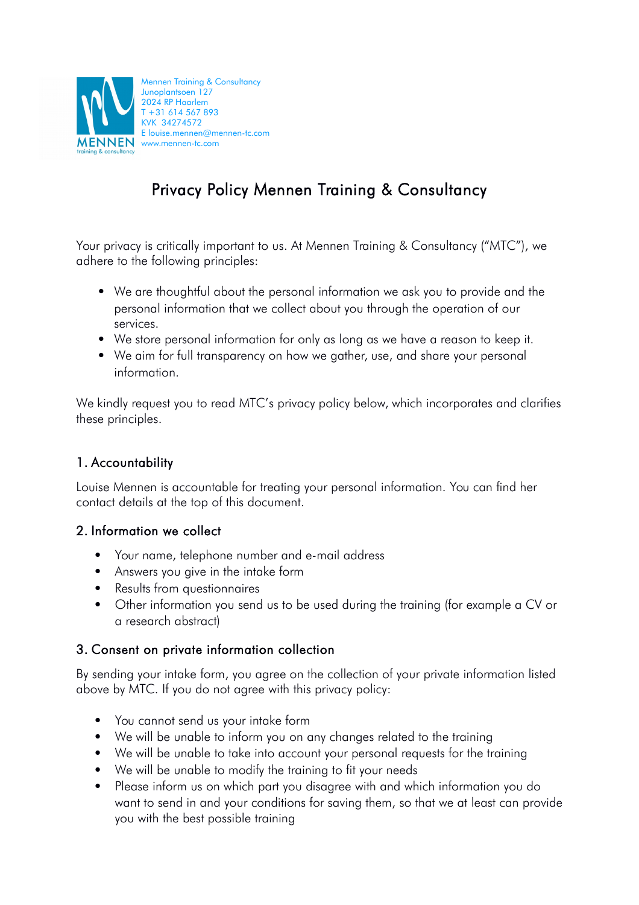Mennen Training & Consultancy
Junoplantsoen 127
2024 RP Haarlem
T +31 614 567 893
KVK 34274572
E louise.mennen@mennen-tc.com
www.mennen-tc.com

# Privacy Policy Mennen Training & Consultancy

Your privacy is critically important to us. At Mennen Training & Consultancy ("MTC"), we adhere to the following principles:

- We are thoughtful about the personal information we ask you to provide and the personal information that we collect about you through the operation of our services.
- We store personal information for only as long as we have a reason to keep it.
- We aim for full transparency on how we gather, use, and share your personal information.

We kindly request you to read MTC's privacy policy below, which incorporates and clarifies these principles.

## 1. Accountability

Louise Mennen is accountable for treating your personal information. You can find her contact details at the top of this document.

## 2. Information we collect

- Your name, telephone number and e-mail address
- Answers you give in the intake form
- Results from questionnaires
- Other information you send us to be used during the training (for example a CV or a research abstract)

## 3. Consent on private information collection

By sending your intake form, you agree on the collection of your private information listed above by MTC. If you do not agree with this privacy policy:

- You cannot send us your intake form
- We will be unable to inform you on any changes related to the training
- We will be unable to take into account your personal requests for the training
- We will be unable to modify the training to fit your needs
- Please inform us on which part you disagree with and which information you do want to send in and your conditions for saving them, so that we at least can provide you with the best possible training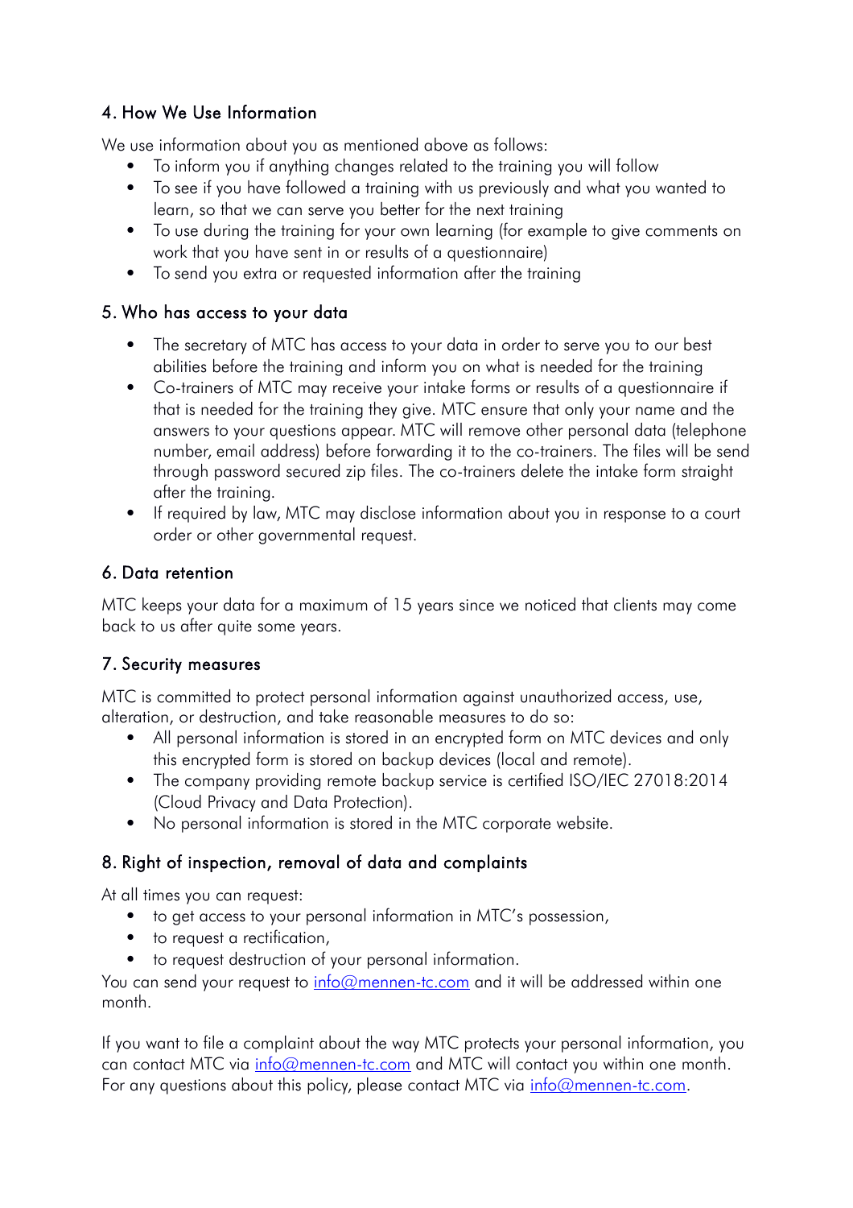## 4. How We Use Information

We use information about you as mentioned above as follows:

- To inform you if anything changes related to the training you will follow
- To see if you have followed a training with us previously and what you wanted to learn, so that we can serve you better for the next training
- To use during the training for your own learning (for example to give comments on work that you have sent in or results of a questionnaire)
- To send you extra or requested information after the training

## 5. Who has access to your data

- The secretary of MTC has access to your data in order to serve you to our best abilities before the training and inform you on what is needed for the training
- Co-trainers of MTC may receive your intake forms or results of a questionnaire if that is needed for the training they give. MTC ensure that only your name and the answers to your questions appear. MTC will remove other personal data (telephone number, email address) before forwarding it to the co-trainers. The files will be send through password secured zip files. The co-trainers delete the intake form straight after the training.
- If required by law, MTC may disclose information about you in response to a court order or other governmental request.

## 6. Data retention

MTC keeps your data for a maximum of 15 years since we noticed that clients may come back to us after quite some years.

## 7. Security measures

MTC is committed to protect personal information against unauthorized access, use, alteration, or destruction, and take reasonable measures to do so:

- All personal information is stored in an encrypted form on MTC devices and only this encrypted form is stored on backup devices (local and remote).
- The company providing remote backup service is certified ISO/IEC 27018:2014 (Cloud Privacy and Data Protection).
- No personal information is stored in the MTC corporate website.

## 8. Right of inspection, removal of data and complaints

At all times you can request:

- to get access to your personal information in MTC's possession,
- to request a rectification,
- to request destruction of your personal information.

You can send your request to info@mennen-tc.com and it will be addressed within one month.

If you want to file a complaint about the way MTC protects your personal information, you can contact MTC via info@mennen-tc.com and MTC will contact you within one month. For any questions about this policy, please contact MTC via info@mennen-tc.com.